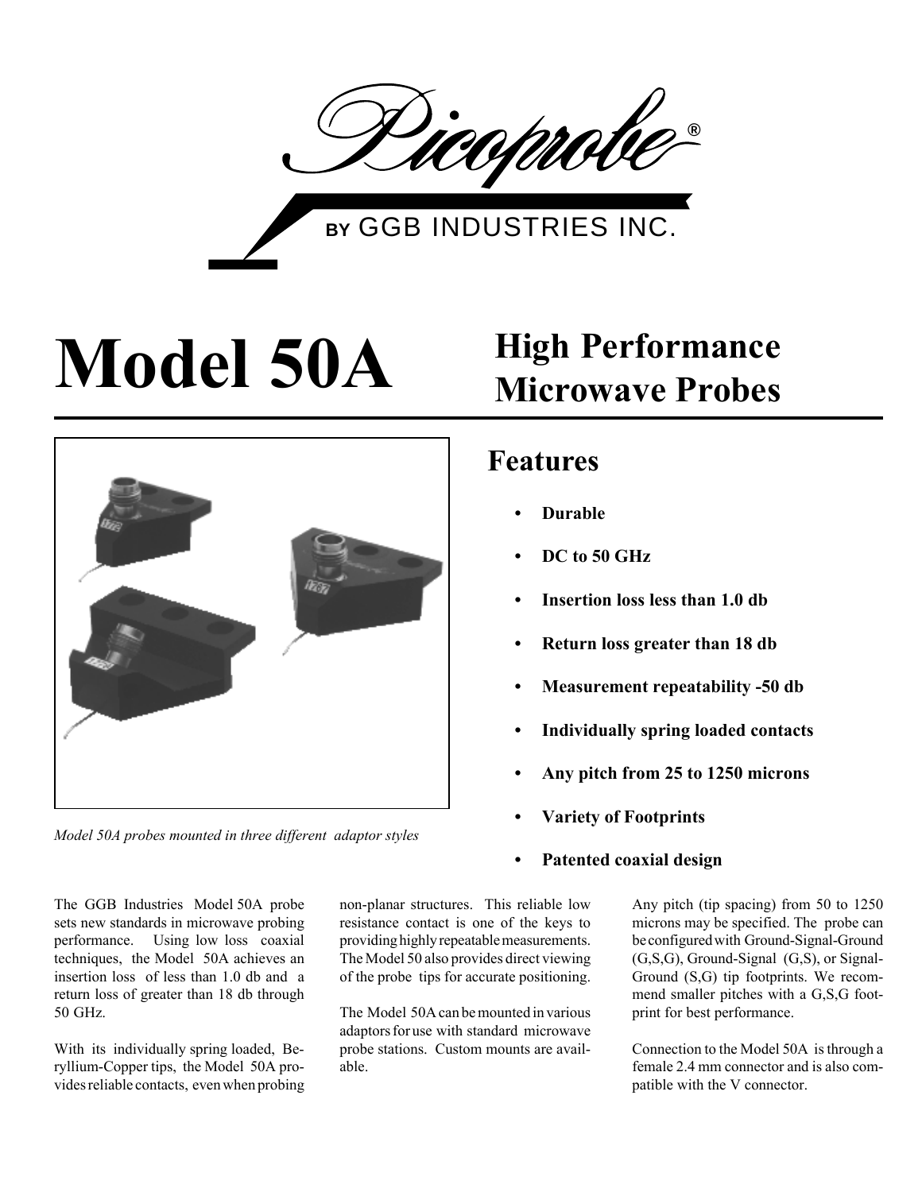# Picoprobe®

BY GGB INDUSTRIES INC.

# Model 50A

## High Performance Microwave Probes

*Model 50A probes mounted in three different adaptor styles*

## Features

- **Durable**
- **DC to 50 GHz**
- **Insertion loss less than 1.0 db**
- **Return loss greater than 18 db**
- **Measurement repeatability -50 db**
- **Individually spring loaded contacts**
- **Any pitch from 25 to 1250 microns**
- **Variety of Footprints**
- **Patented coaxial design**

The GGB Industries Model 50A probe sets new standards in microwave probing performance. Using low loss coaxial techniques, the Model 50A achieves an insertion loss of less than 1.0 db and a return loss of greater than 18 db through 50 GHz.

With its individually spring loaded, Beryllium-Copper tips, the Model 50A provides reliable contacts, even when probing non-planar structures. This reliable low resistance contact is one of the keys to providing highly repeatable measurements. The Model 50 also provides direct viewing of the probe tips for accurate positioning.

The Model 50A can be mounted in various adaptors for use with standard microwave probe stations. Custom mounts are available.

Any pitch (tip spacing) from 50 to 1250 microns may be specified. The probe can be configured with Ground-Signal-Ground (G,S,G), Ground-Signal (G,S), or Signal-Ground (S,G) tip footprints. We recommend smaller pitches with a G,S,G footprint for best performance.

Connection to the Model 50A is through a female 2.4 mm connector and is also compatible with the V connector.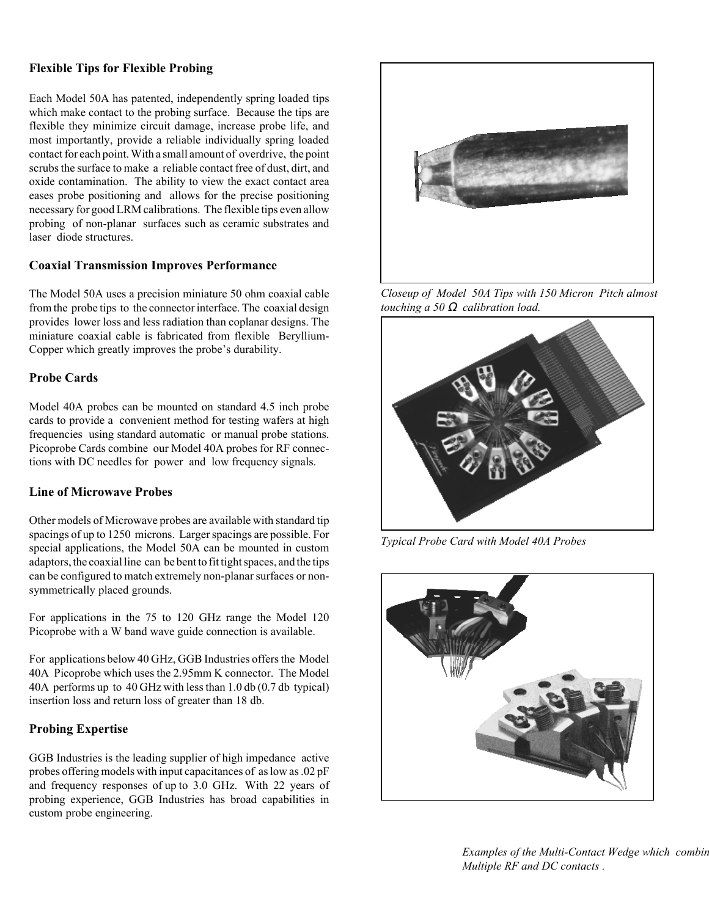### Flexible Tips for Flexible Probing

Each Model 50A has patented, independently spring loaded tips which make contact to the probing surface. Because the tips are flexible they minimize circuit damage, increase probe life, and most importantly, provide a reliable individually spring loaded contact for each point. With a small amount of overdrive, the point scrubs the surface to make a reliable contact free of dust, dirt, and oxide contamination. The ability to view the exact contact area eases probe positioning and allows for the precise positioning necessary for good LRM calibrations. The flexible tips even allow probing of non-planar surfaces such as ceramic substrates and laser diode structures.

### Coaxial Transmission Improves Performance

The Model 50A uses a precision miniature 50 ohm coaxial cable from the probe tips to the connector interface. The coaxial design provides lower loss and less radiation than coplanar designs. The miniature coaxial cable is fabricated from flexible Beryllium-Copper which greatly improves the probe's durability.

### Probe Cards

Model 40A probes can be mounted on standard 4.5 inch probe cards to provide a convenient method for testing wafers at high frequencies using standard automatic or manual probe stations. Picoprobe Cards combine our Model 40A probes for RF connections with DC needles for power and low frequency signals.

### Line of Microwave Probes

Other models of Microwave probes are available with standard tip spacings of up to 1250 microns. Larger spacings are possible. For special applications, the Model 50A can be mounted in custom adaptors, the coaxial line can be bent to fit tight spaces, and the tips can be configured to match extremely non-planar surfaces or non-symmetrically placed grounds.

For applications in the 75 to 120 GHz range the Model 120 Picoprobe with a W band wave guide connection is available.

For applications below 40 GHz, GGB Industries offers the Model 40A Picoprobe which uses the 2.95mm K connector. The Model 40A performs up to 40 GHz with less than 1.0 db (0.7 db typical) insertion loss and return loss of greater than 18 db.

### Probing Expertise

GGB Industries is the leading supplier of high impedance active probes offering models with input capacitances of as low as .02 pF and frequency responses of up to 3.0 GHz. With 22 years of probing experience, GGB Industries has broad capabilities in custom probe engineering.

*Closeup of Model 50A Tips with 150 Micron Pitch almost touching a 50 Ω calibration load.*

*Typical Probe Card with Model 40A Probes*

*Examples of the Multi-Contact Wedge which combin Multiple RF and DC contacts .*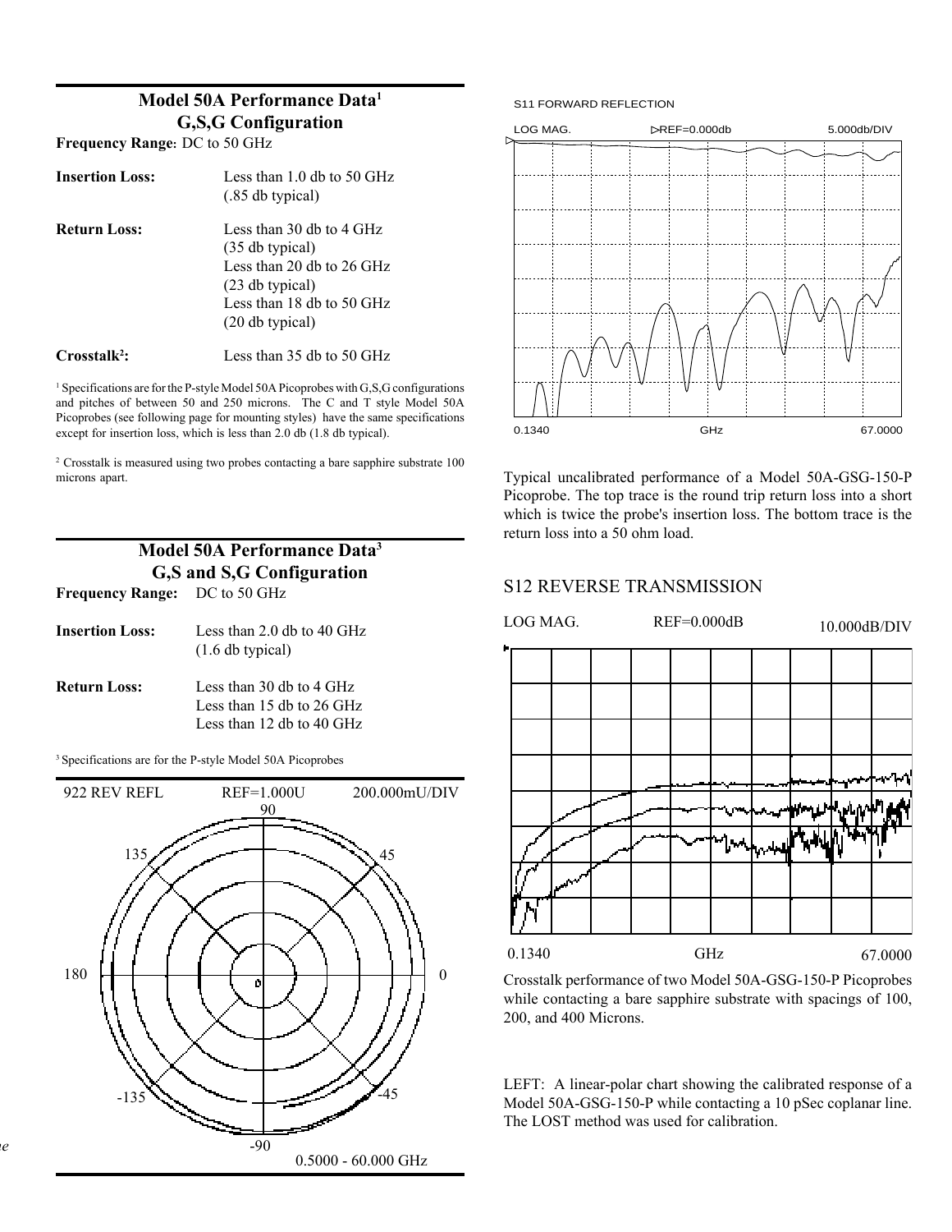## Model 50A Performance Data[1]
## G,S,G Configuration

**Frequency Range:** DC to 50 GHz

| | |
|---|---|
| **Insertion Loss:** | Less than 1.0 db to 50 GHz (.85 db typical) |
| **Return Loss:** | Less than 30 db to 4 GHz (35 db typical) Less than 20 db to 26 GHz (23 db typical) Less than 18 db to 50 GHz (20 db typical) |
| **Crosstalk[2]:** | Less than 35 db to 50 GHz |

[1] Specifications are for the P-style Model 50A Picoprobes with G,S,G configurations and pitches of between 50 and 250 microns. The C and T style Model 50A Picoprobes (see following page for mounting styles) have the same specifications except for insertion loss, which is less than 2.0 db (1.8 db typical).

[2] Crosstalk is measured using two probes contacting a bare sapphire substrate 100 microns apart.

## Model 50A Performance Data[3]
## G,S and S,G Configuration

**Frequency Range:** DC to 50 GHz

| | |
|---|---|
| **Insertion Loss:** | Less than 2.0 db to 40 GHz (1.6 db typical) |
| **Return Loss:** | Less than 30 db to 4 GHz Less than 15 db to 26 GHz Less than 12 db to 40 GHz |

[3] Specifications are for the P-style Model 50A Picoprobes

922 REV REFL REF=1.000U 200.000mU/DIV

0.5000 - 60.000 GHz

S11 FORWARD REFLECTION

LOG MAG. REF=0.000db 5.000db/DIV

0.1340 GHz 67.0000

Typical uncalibrated performance of a Model 50A-GSG-150-P Picoprobe. The top trace is the round trip return loss into a short which is twice the probe's insertion loss. The bottom trace is the return loss into a 50 ohm load.

S12 REVERSE TRANSMISSION

LOG MAG. REF=0.000dB 10.000dB/DIV

0.1340 GHz 67.0000

Crosstalk performance of two Model 50A-GSG-150-P Picoprobes while contacting a bare sapphire substrate with spacings of 100, 200, and 400 Microns.

LEFT: A linear-polar chart showing the calibrated response of a Model 50A-GSG-150-P while contacting a 10 pSec coplanar line. The LOST method was used for calibration.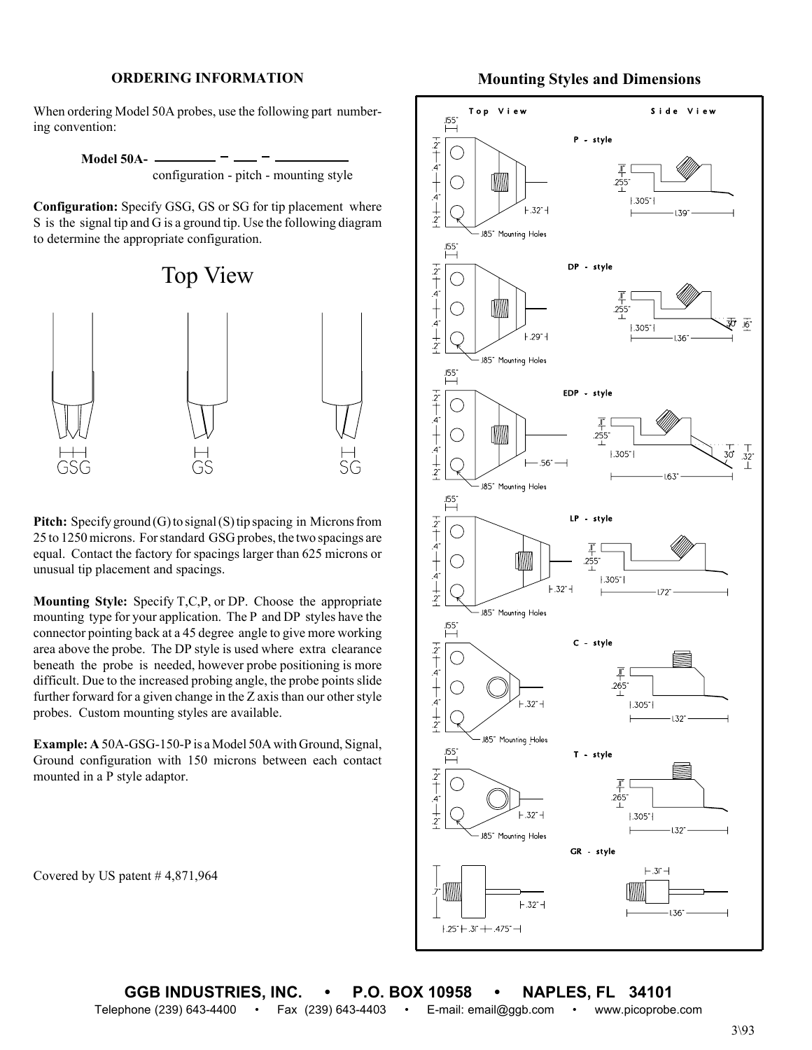## ORDERING INFORMATION

When ordering Model 50A probes, use the following part numbering convention:

**Model 50A-** \_\_\_\_\_\_\_\_ - \_\_\_\_ - \_\_\_\_\_\_\_\_\_\_

configuration - pitch - mounting style

**Configuration:** Specify GSG, GS or SG for tip placement where S is the signal tip and G is a ground tip. Use the following diagram to determine the appropriate configuration.

Top View

GSG GS SG

**Pitch:** Specify ground (G) to signal (S) tip spacing in Microns from 25 to 1250 microns. For standard GSG probes, the two spacings are equal. Contact the factory for spacings larger than 625 microns or unusual tip placement and spacings.

**Mounting Style:** Specify T,C,P, or DP. Choose the appropriate mounting type for your application. The P and DP styles have the connector pointing back at a 45 degree angle to give more working area above the probe. The DP style is used where extra clearance beneath the probe is needed, however probe positioning is more difficult. Due to the increased probing angle, the probe points slide further forward for a given change in the Z axis than our other style probes. Custom mounting styles are available.

**Example: A** 50A-GSG-150-P is a Model 50A with Ground, Signal, Ground configuration with 150 microns between each contact mounted in a P style adaptor.

Covered by US patent # 4,871,964

## Mounting Styles and Dimensions

Top View Side View

P - style

.155" .2" .4" .4" .2" .32" .185" Mounting Holes .1" .255" .305" 1.39"

DP - style

.155" .2" .4" .4" .2" .29" .185" Mounting Holes .1" .255" .305" 1.36" 30° .16"

EDP - style

.155" .2" .4" .4" .2" .56" .185" Mounting Holes .1" .255" .305" 1.63" 30° .32"

LP - style

.155" .2" .4" .4" .2" .32" .185" Mounting Holes .1" .255" .305" 1.72"

C - style

.155" .2" .4" .4" .2" .32" .185" Mounting Holes .1" .265" .305" 1.32"

T - style

.155" .2" .4" .2" .32" .185" Mounting Holes .1" .265" .305" 1.32"

GR - style

.7" .32" .25" .31" .475" .31" 1.36"

**GGB INDUSTRIES, INC. • P.O. BOX 10958 • NAPLES, FL 34101**

Telephone (239) 643-4400 • Fax (239) 643-4403 • E-mail: email@ggb.com • www.picoprobe.com

3\93